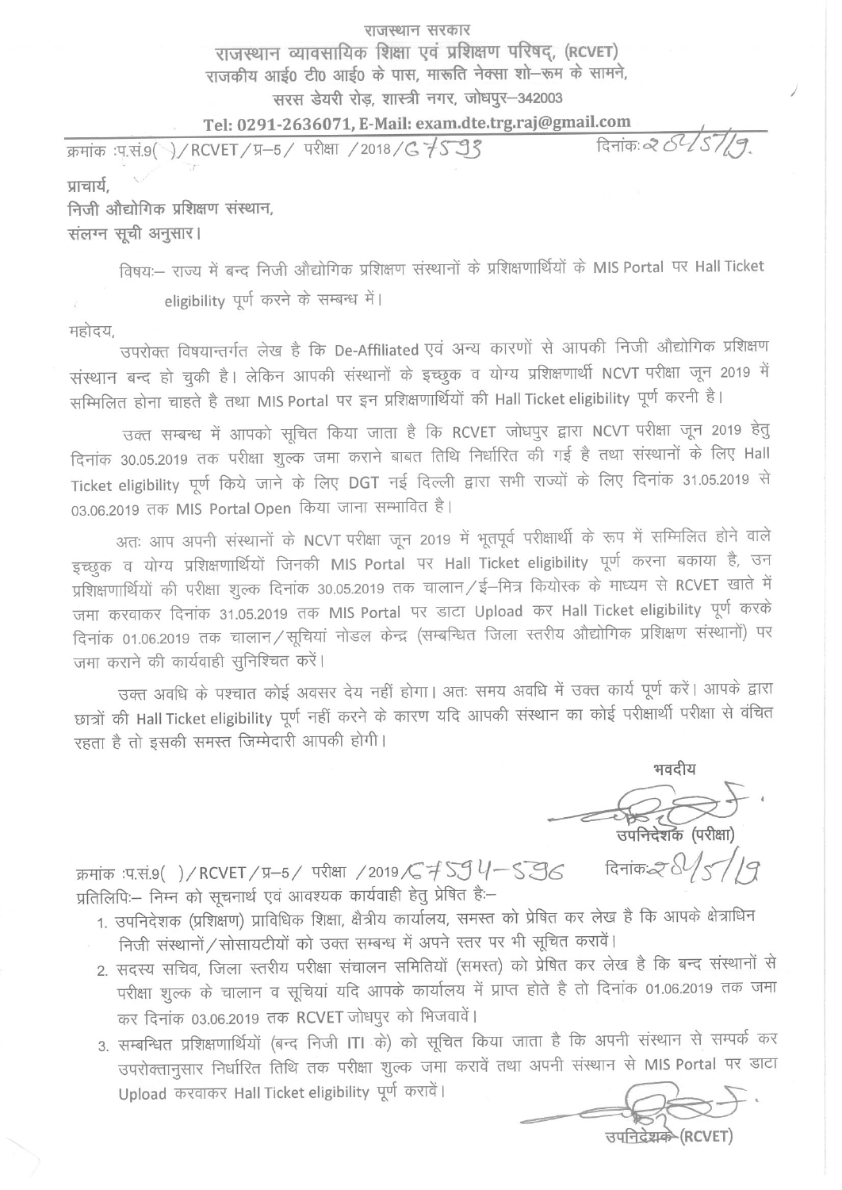राजस्थान सरकार

**राजस्थान व्यावसायिक शिक्षा एवं प्रशिक्षण परिषद्, (RCVET)**

**राजकीय आई0 टी0 आई0 के पास, मारूति नेक्सा शो–रूम के सामने,**

**सरस डेयरी रोड़, शास्त्री नगर, जोधपुर–342003**

**Tel: 0291-2636071, E-Mail: exam.dte.trg.raj@gmail.com**

क्रमांक :प.सं.9( )/RCVET/प्र–5/ परीक्षा /2018/67593 दिनांकः 28/5/19.

प्राचार्य,
निजी औद्योगिक प्रशिक्षण संस्थान,
संलग्न सूची अनुसार।

विषयः– राज्य में बन्द निजी औद्योगिक प्रशिक्षण संस्थानों के प्रशिक्षणार्थियों के MIS Portal पर Hall Ticket eligibility पूर्ण करने के सम्बन्ध में।

महोदय,

उपरोक्त विषयान्तर्गत लेख है कि De-Affiliated एवं अन्य कारणों से आपकी निजी औद्योगिक प्रशिक्षण संस्थान बन्द हो चुकी है। लेकिन आपकी संस्थानों के इच्छुक व योग्य प्रशिक्षणार्थी NCVT परीक्षा जून 2019 में सम्मिलित होना चाहते है तथा MIS Portal पर इन प्रशिक्षणार्थियों की Hall Ticket eligibility पूर्ण करनी है।

उक्त सम्बन्ध में आपको सूचित किया जाता है कि RCVET जोधपुर द्वारा NCVT परीक्षा जून 2019 हेतु दिनांक 30.05.2019 तक परीक्षा शुल्क जमा कराने बाबत तिथि निर्धारित की गई है तथा संस्थानों के लिए Hall Ticket eligibility पूर्ण किये जाने के लिए DGT नई दिल्ली द्वारा सभी राज्यों के लिए दिनांक 31.05.2019 से 03.06.2019 तक MIS Portal Open किया जाना सम्भावित है।

अतः आप अपनी संस्थानों के NCVT परीक्षा जून 2019 में भूतपूर्व परीक्षार्थी के रूप में सम्मिलित होने वाले इच्छुक व योग्य प्रशिक्षणार्थियों जिनकी MIS Portal पर Hall Ticket eligibility पूर्ण करना बकाया है, उन प्रशिक्षणार्थियों की परीक्षा शुल्क दिनांक 30.05.2019 तक चालान/ई–मित्र कियोस्क के माध्यम से RCVET खाते में जमा करवाकर दिनांक 31.05.2019 तक MIS Portal पर डाटा Upload कर Hall Ticket eligibility पूर्ण करके दिनांक 01.06.2019 तक चालान/सूचियां नोडल केन्द्र (सम्बन्धित जिला स्तरीय औद्योगिक प्रशिक्षण संस्थानों) पर जमा कराने की कार्यवाही सुनिश्चित करें।

उक्त अवधि के पश्चात कोई अवसर देय नहीं होगा। अतः समय अवधि में उक्त कार्य पूर्ण करें। आपके द्वारा छात्रों की Hall Ticket eligibility पूर्ण नहीं करने के कारण यदि आपकी संस्थान का कोई परीक्षार्थी परीक्षा से वंचित रहता है तो इसकी समस्त जिम्मेदारी आपकी होगी।

भवदीय

उपनिदेशक (परीक्षा)

क्रमांक :प.सं.9( )/RCVET/प्र–5/ परीक्षा /2019/67594–596 दिनांकः 28/5/19

प्रतिलिपिः– निम्न को सूचनार्थ एवं आवश्यक कार्यवाही हेतु प्रेषित हैः–

1. उपनिदेशक (प्रशिक्षण) प्राविधिक शिक्षा, क्षैत्रीय कार्यालय, समस्त को प्रेषित कर लेख है कि आपके क्षेत्राधिन निजी संस्थानों/सोसायटीयों को उक्त सम्बन्ध में अपने स्तर पर भी सूचित करावें।
2. सदस्य सचिव, जिला स्तरीय परीक्षा संचालन समितियों (समस्त) को प्रेषित कर लेख है कि बन्द संस्थानों से परीक्षा शुल्क के चालान व सूचियां यदि आपके कार्यालय में प्राप्त होते है तो दिनांक 01.06.2019 तक जमा कर दिनांक 03.06.2019 तक RCVET जोधपुर को भिजवावें।
3. सम्बन्धित प्रशिक्षणार्थियों (बन्द निजी ITI के) को सूचित किया जाता है कि अपनी संस्थान से सम्पर्क कर उपरोक्तानुसार निर्धारित तिथि तक परीक्षा शुल्क जमा करावें तथा अपनी संस्थान से MIS Portal पर डाटा Upload करवाकर Hall Ticket eligibility पूर्ण करावें।

उपनिदेशक (RCVET)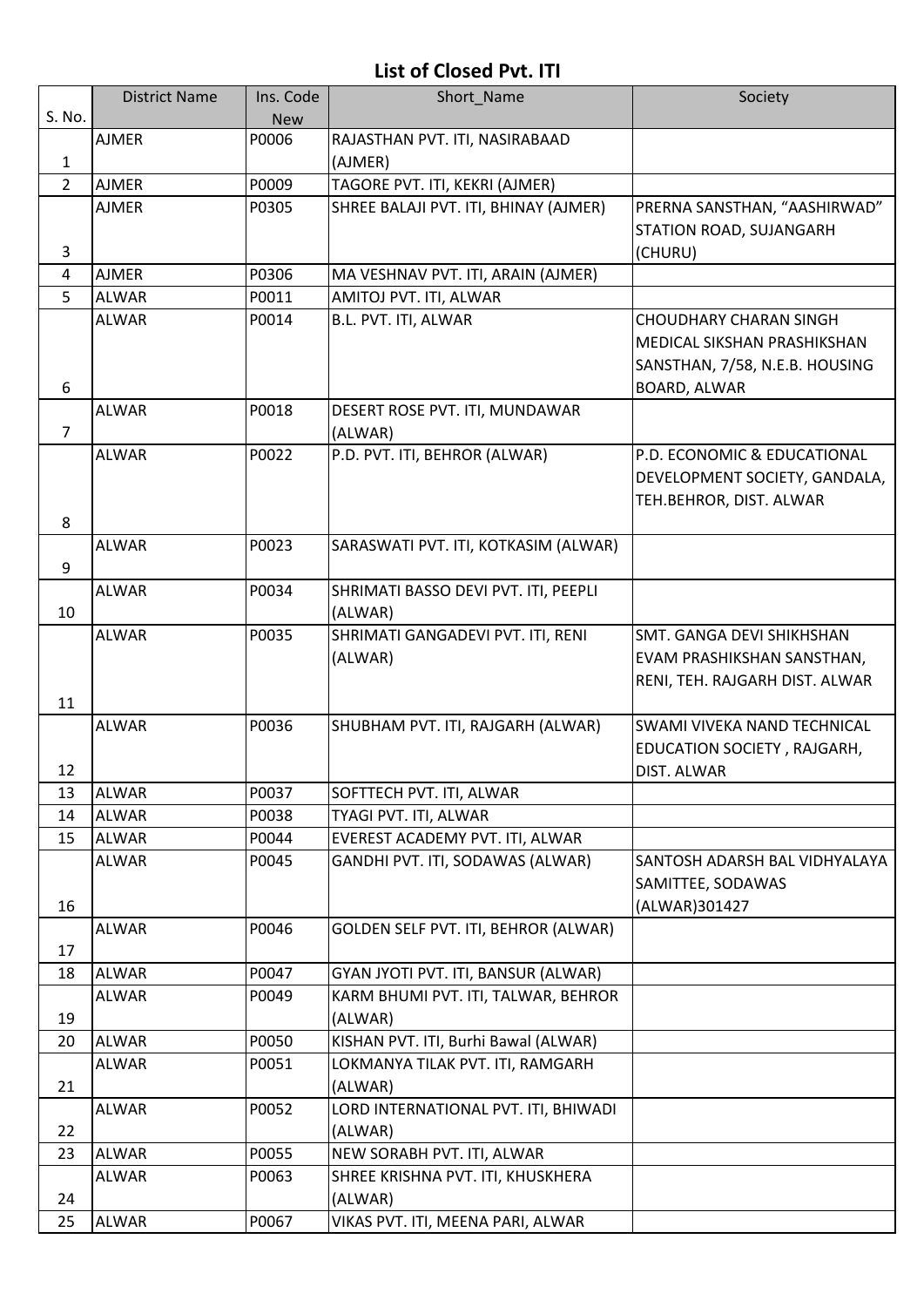## List of Closed Pvt. ITI

| S. No. | District Name | Ins. Code New | Short_Name | Society |
|---|---|---|---|---|
| 1 | AJMER | P0006 | RAJASTHAN PVT. ITI, NASIRABAAD (AJMER) | |
| 2 | AJMER | P0009 | TAGORE PVT. ITI, KEKRI (AJMER) | |
| 3 | AJMER | P0305 | SHREE BALAJI PVT. ITI, BHINAY (AJMER) | PRERNA SANSTHAN, “AASHIRWAD” STATION ROAD, SUJANGARH (CHURU) |
| 4 | AJMER | P0306 | MA VESHNAV PVT. ITI, ARAIN (AJMER) | |
| 5 | ALWAR | P0011 | AMITOJ PVT. ITI, ALWAR | |
| 6 | ALWAR | P0014 | B.L. PVT. ITI, ALWAR | CHOUDHARY CHARAN SINGH MEDICAL SIKSHAN PRASHIKSHAN SANSTHAN, 7/58, N.E.B. HOUSING BOARD, ALWAR |
| 7 | ALWAR | P0018 | DESERT ROSE PVT. ITI, MUNDAWAR (ALWAR) | |
| 8 | ALWAR | P0022 | P.D. PVT. ITI, BEHROR (ALWAR) | P.D. ECONOMIC & EDUCATIONAL DEVELOPMENT SOCIETY, GANDALA, TEH.BEHROR, DIST. ALWAR |
| 9 | ALWAR | P0023 | SARASWATI PVT. ITI, KOTKASIM (ALWAR) | |
| 10 | ALWAR | P0034 | SHRIMATI BASSO DEVI PVT. ITI, PEEPLI (ALWAR) | |
| 11 | ALWAR | P0035 | SHRIMATI GANGADEVI PVT. ITI, RENI (ALWAR) | SMT. GANGA DEVI SHIKHSHAN EVAM PRASHIKSHAN SANSTHAN, RENI, TEH. RAJGARH DIST. ALWAR |
| 12 | ALWAR | P0036 | SHUBHAM PVT. ITI, RAJGARH (ALWAR) | SWAMI VIVEKA NAND TECHNICAL EDUCATION SOCIETY , RAJGARH, DIST. ALWAR |
| 13 | ALWAR | P0037 | SOFTTECH PVT. ITI, ALWAR | |
| 14 | ALWAR | P0038 | TYAGI PVT. ITI, ALWAR | |
| 15 | ALWAR | P0044 | EVEREST ACADEMY PVT. ITI, ALWAR | |
| 16 | ALWAR | P0045 | GANDHI PVT. ITI, SODAWAS (ALWAR) | SANTOSH ADARSH BAL VIDHYALAYA SAMITTEE, SODAWAS (ALWAR)301427 |
| 17 | ALWAR | P0046 | GOLDEN SELF PVT. ITI, BEHROR (ALWAR) | |
| 18 | ALWAR | P0047 | GYAN JYOTI PVT. ITI, BANSUR (ALWAR) | |
| 19 | ALWAR | P0049 | KARM BHUMI PVT. ITI, TALWAR, BEHROR (ALWAR) | |
| 20 | ALWAR | P0050 | KISHAN PVT. ITI, Burhi Bawal (ALWAR) | |
| 21 | ALWAR | P0051 | LOKMANYA TILAK PVT. ITI, RAMGARH (ALWAR) | |
| 22 | ALWAR | P0052 | LORD INTERNATIONAL PVT. ITI, BHIWADI (ALWAR) | |
| 23 | ALWAR | P0055 | NEW SORABH PVT. ITI, ALWAR | |
| 24 | ALWAR | P0063 | SHREE KRISHNA PVT. ITI, KHUSKHERA (ALWAR) | |
| 25 | ALWAR | P0067 | VIKAS PVT. ITI, MEENA PARI, ALWAR | |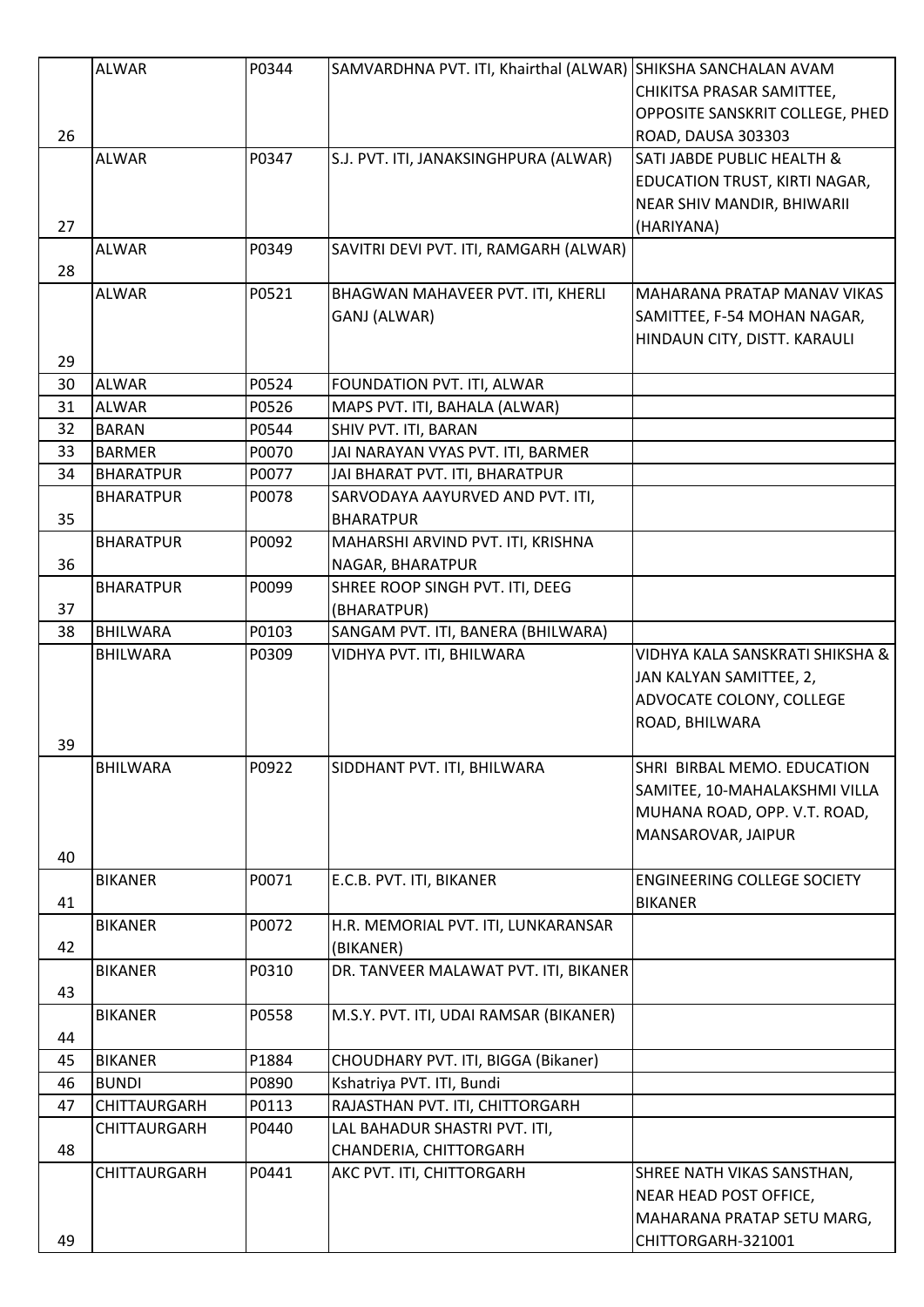| 26 | ALWAR | P0344 | SAMVARDHNA PVT. ITI, Khairthal (ALWAR) | SHIKSHA SANCHALAN AVAM CHIKITSA PRASAR SAMITTEE, OPPOSITE SANSKRIT COLLEGE, PHED ROAD, DAUSA 303303 |
|---|---|---|---|---|
| 27 | ALWAR | P0347 | S.J. PVT. ITI, JANAKSINGHPURA (ALWAR) | SATI JABDE PUBLIC HEALTH & EDUCATION TRUST, KIRTI NAGAR, NEAR SHIV MANDIR, BHIWARII (HARIYANA) |
| 28 | ALWAR | P0349 | SAVITRI DEVI PVT. ITI, RAMGARH (ALWAR) | |
| 29 | ALWAR | P0521 | BHAGWAN MAHAVEER PVT. ITI, KHERLI GANJ (ALWAR) | MAHARANA PRATAP MANAV VIKAS SAMITTEE, F-54 MOHAN NAGAR, HINDAUN CITY, DISTT. KARAULI |
| 30 | ALWAR | P0524 | FOUNDATION PVT. ITI, ALWAR | |
| 31 | ALWAR | P0526 | MAPS PVT. ITI, BAHALA (ALWAR) | |
| 32 | BARAN | P0544 | SHIV PVT. ITI, BARAN | |
| 33 | BARMER | P0070 | JAI NARAYAN VYAS PVT. ITI, BARMER | |
| 34 | BHARATPUR | P0077 | JAI BHARAT PVT. ITI, BHARATPUR | |
| 35 | BHARATPUR | P0078 | SARVODAYA AAYURVED AND PVT. ITI, BHARATPUR | |
| 36 | BHARATPUR | P0092 | MAHARSHI ARVIND PVT. ITI, KRISHNA NAGAR, BHARATPUR | |
| 37 | BHARATPUR | P0099 | SHREE ROOP SINGH PVT. ITI, DEEG (BHARATPUR) | |
| 38 | BHILWARA | P0103 | SANGAM PVT. ITI, BANERA (BHILWARA) | |
| 39 | BHILWARA | P0309 | VIDHYA PVT. ITI, BHILWARA | VIDHYA KALA SANSKRATI SHIKSHA & JAN KALYAN SAMITTEE, 2, ADVOCATE COLONY, COLLEGE ROAD, BHILWARA |
| 40 | BHILWARA | P0922 | SIDDHANT PVT. ITI, BHILWARA | SHRI BIRBAL MEMO. EDUCATION SAMITEE, 10-MAHALAKSHMI VILLA MUHANA ROAD, OPP. V.T. ROAD, MANSAROVAR, JAIPUR |
| 41 | BIKANER | P0071 | E.C.B. PVT. ITI, BIKANER | ENGINEERING COLLEGE SOCIETY BIKANER |
| 42 | BIKANER | P0072 | H.R. MEMORIAL PVT. ITI, LUNKARANSAR (BIKANER) | |
| 43 | BIKANER | P0310 | DR. TANVEER MALAWAT PVT. ITI, BIKANER | |
| 44 | BIKANER | P0558 | M.S.Y. PVT. ITI, UDAI RAMSAR (BIKANER) | |
| 45 | BIKANER | P1884 | CHOUDHARY PVT. ITI, BIGGA (Bikaner) | |
| 46 | BUNDI | P0890 | Kshatriya PVT. ITI, Bundi | |
| 47 | CHITTAURGARH | P0113 | RAJASTHAN PVT. ITI, CHITTORGARH | |
| 48 | CHITTAURGARH | P0440 | LAL BAHADUR SHASTRI PVT. ITI, CHANDERIA, CHITTORGARH | |
| 49 | CHITTAURGARH | P0441 | AKC PVT. ITI, CHITTORGARH | SHREE NATH VIKAS SANSTHAN, NEAR HEAD POST OFFICE, MAHARANA PRATAP SETU MARG, CHITTORGARH-321001 |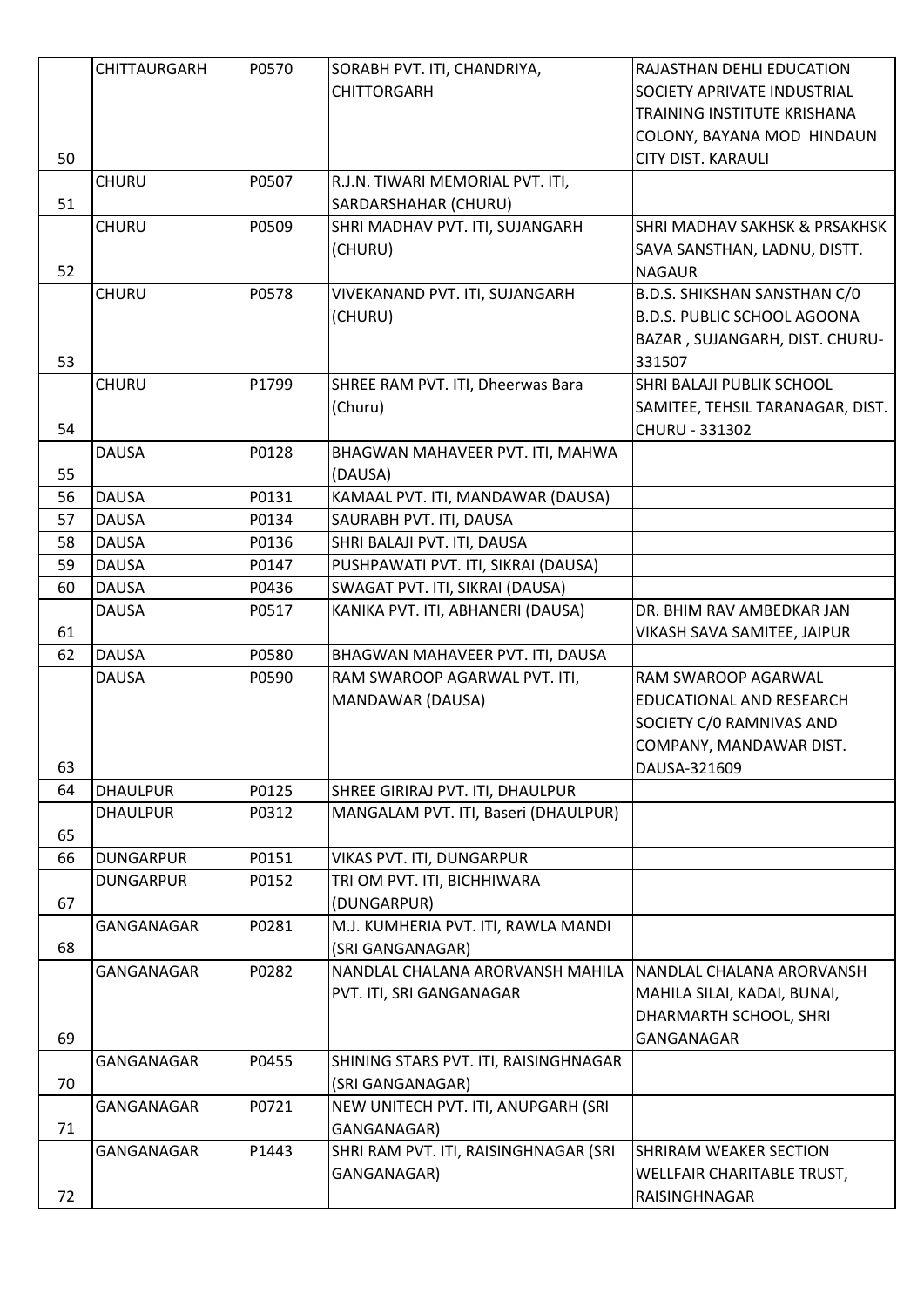| 50 | CHITTAURGARH | P0570 | SORABH PVT. ITI, CHANDRIYA, CHITTORGARH | RAJASTHAN DEHLI EDUCATION SOCIETY APRIVATE INDUSTRIAL TRAINING INSTITUTE KRISHANA COLONY, BAYANA MOD HINDAUN CITY DIST. KARAULI |
|---|---|---|---|---|
| 51 | CHURU | P0507 | R.J.N. TIWARI MEMORIAL PVT. ITI, SARDARSHAHAR (CHURU) | |
| 52 | CHURU | P0509 | SHRI MADHAV PVT. ITI, SUJANGARH (CHURU) | SHRI MADHAV SAKHSK & PRSAKHSK SAVA SANSTHAN, LADNU, DISTT. NAGAUR |
| 53 | CHURU | P0578 | VIVEKANAND PVT. ITI, SUJANGARH (CHURU) | B.D.S. SHIKSHAN SANSTHAN C/0 B.D.S. PUBLIC SCHOOL AGOONA BAZAR , SUJANGARH, DIST. CHURU-331507 |
| 54 | CHURU | P1799 | SHREE RAM PVT. ITI, Dheerwas Bara (Churu) | SHRI BALAJI PUBLIK SCHOOL SAMITEE, TEHSIL TARANAGAR, DIST. CHURU - 331302 |
| 55 | DAUSA | P0128 | BHAGWAN MAHAVEER PVT. ITI, MAHWA (DAUSA) | |
| 56 | DAUSA | P0131 | KAMAAL PVT. ITI, MANDAWAR (DAUSA) | |
| 57 | DAUSA | P0134 | SAURABH PVT. ITI, DAUSA | |
| 58 | DAUSA | P0136 | SHRI BALAJI PVT. ITI, DAUSA | |
| 59 | DAUSA | P0147 | PUSHPAWATI PVT. ITI, SIKRAI (DAUSA) | |
| 60 | DAUSA | P0436 | SWAGAT PVT. ITI, SIKRAI (DAUSA) | |
| 61 | DAUSA | P0517 | KANIKA PVT. ITI, ABHANERI (DAUSA) | DR. BHIM RAV AMBEDKAR JAN VIKASH SAVA SAMITEE, JAIPUR |
| 62 | DAUSA | P0580 | BHAGWAN MAHAVEER PVT. ITI, DAUSA | |
| 63 | DAUSA | P0590 | RAM SWAROOP AGARWAL PVT. ITI, MANDAWAR (DAUSA) | RAM SWAROOP AGARWAL EDUCATIONAL AND RESEARCH SOCIETY C/0 RAMNIVAS AND COMPANY, MANDAWAR DIST. DAUSA-321609 |
| 64 | DHAULPUR | P0125 | SHREE GIRIRAJ PVT. ITI, DHAULPUR | |
| 65 | DHAULPUR | P0312 | MANGALAM PVT. ITI, Baseri (DHAULPUR) | |
| 66 | DUNGARPUR | P0151 | VIKAS PVT. ITI, DUNGARPUR | |
| 67 | DUNGARPUR | P0152 | TRI OM PVT. ITI, BICHHIWARA (DUNGARPUR) | |
| 68 | GANGANAGAR | P0281 | M.J. KUMHERIA PVT. ITI, RAWLA MANDI (SRI GANGANAGAR) | |
| 69 | GANGANAGAR | P0282 | NANDLAL CHALANA ARORVANSH MAHILA PVT. ITI, SRI GANGANAGAR | NANDLAL CHALANA ARORVANSH MAHILA SILAI, KADAI, BUNAI, DHARMARTH SCHOOL, SHRI GANGANAGAR |
| 70 | GANGANAGAR | P0455 | SHINING STARS PVT. ITI, RAISINGHNAGAR (SRI GANGANAGAR) | |
| 71 | GANGANAGAR | P0721 | NEW UNITECH PVT. ITI, ANUPGARH (SRI GANGANAGAR) | |
| 72 | GANGANAGAR | P1443 | SHRI RAM PVT. ITI, RAISINGHNAGAR (SRI GANGANAGAR) | SHRIRAM WEAKER SECTION WELLFAIR CHARITABLE TRUST, RAISINGHNAGAR |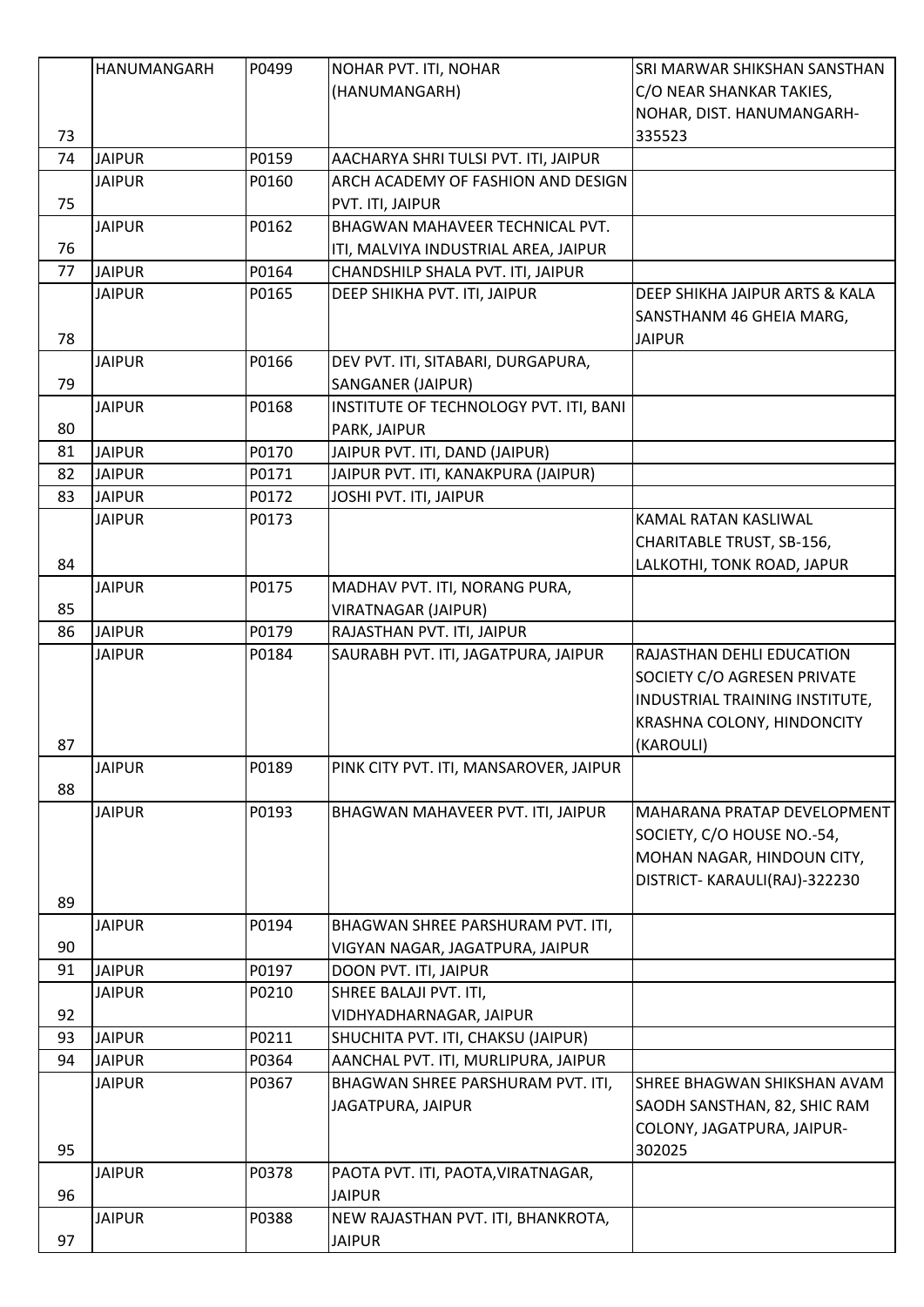| 73 | HANUMANGARH | P0499 | NOHAR PVT. ITI, NOHAR (HANUMANGARH) | SRI MARWAR SHIKSHAN SANSTHAN C/O NEAR SHANKAR TAKIES, NOHAR, DIST. HANUMANGARH-335523 |
|---|---|---|---|---|
| 74 | JAIPUR | P0159 | AACHARYA SHRI TULSI PVT. ITI, JAIPUR | |
| 75 | JAIPUR | P0160 | ARCH ACADEMY OF FASHION AND DESIGN PVT. ITI, JAIPUR | |
| 76 | JAIPUR | P0162 | BHAGWAN MAHAVEER TECHNICAL PVT. ITI, MALVIYA INDUSTRIAL AREA, JAIPUR | |
| 77 | JAIPUR | P0164 | CHANDSHILP SHALA PVT. ITI, JAIPUR | |
| 78 | JAIPUR | P0165 | DEEP SHIKHA PVT. ITI, JAIPUR | DEEP SHIKHA JAIPUR ARTS & KALA SANSTHANM 46 GHEIA MARG, JAIPUR |
| 79 | JAIPUR | P0166 | DEV PVT. ITI, SITABARI, DURGAPURA, SANGANER (JAIPUR) | |
| 80 | JAIPUR | P0168 | INSTITUTE OF TECHNOLOGY PVT. ITI, BANI PARK, JAIPUR | |
| 81 | JAIPUR | P0170 | JAIPUR PVT. ITI, DAND (JAIPUR) | |
| 82 | JAIPUR | P0171 | JAIPUR PVT. ITI, KANAKPURA (JAIPUR) | |
| 83 | JAIPUR | P0172 | JOSHI PVT. ITI, JAIPUR | |
| 84 | JAIPUR | P0173 | | KAMAL RATAN KASLIWAL CHARITABLE TRUST, SB-156, LALKOTHI, TONK ROAD, JAPUR |
| 85 | JAIPUR | P0175 | MADHAV PVT. ITI, NORANG PURA, VIRATNAGAR (JAIPUR) | |
| 86 | JAIPUR | P0179 | RAJASTHAN PVT. ITI, JAIPUR | |
| 87 | JAIPUR | P0184 | SAURABH PVT. ITI, JAGATPURA, JAIPUR | RAJASTHAN DEHLI EDUCATION SOCIETY C/O AGRESEN PRIVATE INDUSTRIAL TRAINING INSTITUTE, KRASHNA COLONY, HINDONCITY (KAROULI) |
| 88 | JAIPUR | P0189 | PINK CITY PVT. ITI, MANSAROVER, JAIPUR | |
| 89 | JAIPUR | P0193 | BHAGWAN MAHAVEER PVT. ITI, JAIPUR | MAHARANA PRATAP DEVELOPMENT SOCIETY, C/O HOUSE NO.-54, MOHAN NAGAR, HINDOUN CITY, DISTRICT- KARAULI(RAJ)-322230 |
| 90 | JAIPUR | P0194 | BHAGWAN SHREE PARSHURAM PVT. ITI, VIGYAN NAGAR, JAGATPURA, JAIPUR | |
| 91 | JAIPUR | P0197 | DOON PVT. ITI, JAIPUR | |
| 92 | JAIPUR | P0210 | SHREE BALAJI PVT. ITI, VIDHYADHARNAGAR, JAIPUR | |
| 93 | JAIPUR | P0211 | SHUCHITA PVT. ITI, CHAKSU (JAIPUR) | |
| 94 | JAIPUR | P0364 | AANCHAL PVT. ITI, MURLIPURA, JAIPUR | |
| 95 | JAIPUR | P0367 | BHAGWAN SHREE PARSHURAM PVT. ITI, JAGATPURA, JAIPUR | SHREE BHAGWAN SHIKSHAN AVAM SAODH SANSTHAN, 82, SHIC RAM COLONY, JAGATPURA, JAIPUR-302025 |
| 96 | JAIPUR | P0378 | PAOTA PVT. ITI, PAOTA,VIRATNAGAR, JAIPUR | |
| 97 | JAIPUR | P0388 | NEW RAJASTHAN PVT. ITI, BHANKROTA, JAIPUR | |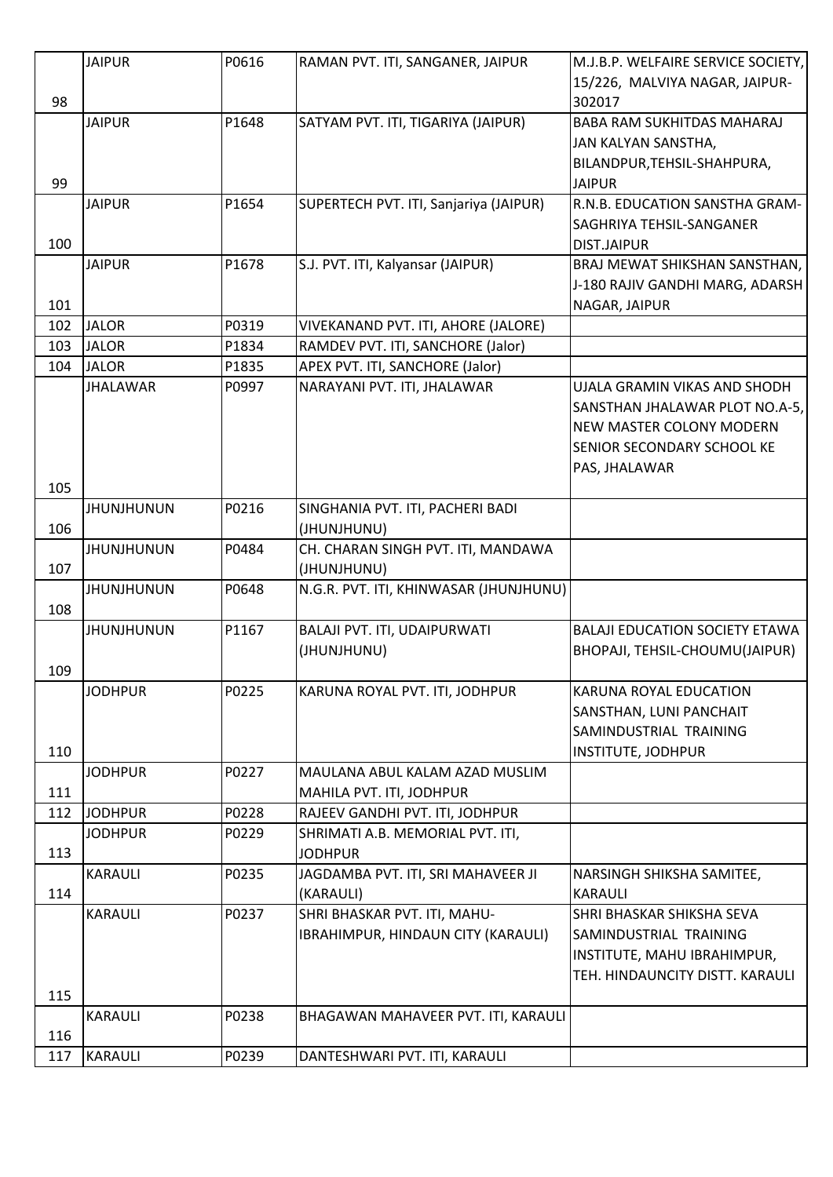| 98 | JAIPUR | P0616 | RAMAN PVT. ITI, SANGANER, JAIPUR | M.J.B.P. WELFAIRE SERVICE SOCIETY, 15/226, MALVIYA NAGAR, JAIPUR-302017 |
|---|---|---|---|---|
| 99 | JAIPUR | P1648 | SATYAM PVT. ITI, TIGARIYA (JAIPUR) | BABA RAM SUKHITDAS MAHARAJ JAN KALYAN SANSTHA, BILANDPUR,TEHSIL-SHAHPURA, JAIPUR |
| 100 | JAIPUR | P1654 | SUPERTECH PVT. ITI, Sanjariya (JAIPUR) | R.N.B. EDUCATION SANSTHA GRAM-SAGHRIYA TEHSIL-SANGANER DIST.JAIPUR |
| 101 | JAIPUR | P1678 | S.J. PVT. ITI, Kalyansar (JAIPUR) | BRAJ MEWAT SHIKSHAN SANSTHAN, J-180 RAJIV GANDHI MARG, ADARSH NAGAR, JAIPUR |
| 102 | JALOR | P0319 | VIVEKANAND PVT. ITI, AHORE (JALORE) | |
| 103 | JALOR | P1834 | RAMDEV PVT. ITI, SANCHORE (Jalor) | |
| 104 | JALOR | P1835 | APEX PVT. ITI, SANCHORE (Jalor) | |
| 105 | JHALAWAR | P0997 | NARAYANI PVT. ITI, JHALAWAR | UJALA GRAMIN VIKAS AND SHODH SANSTHAN JHALAWAR PLOT NO.A-5, NEW MASTER COLONY MODERN SENIOR SECONDARY SCHOOL KE PAS, JHALAWAR |
| 106 | JHUNJHUNUN | P0216 | SINGHANIA PVT. ITI, PACHERI BADI (JHUNJHUNU) | |
| 107 | JHUNJHUNUN | P0484 | CH. CHARAN SINGH PVT. ITI, MANDAWA (JHUNJHUNU) | |
| 108 | JHUNJHUNUN | P0648 | N.G.R. PVT. ITI, KHINWASAR (JHUNJHUNU) | |
| 109 | JHUNJHUNUN | P1167 | BALAJI PVT. ITI, UDAIPURWATI (JHUNJHUNU) | BALAJI EDUCATION SOCIETY ETAWA BHOPAJI, TEHSIL-CHOUMU(JAIPUR) |
| 110 | JODHPUR | P0225 | KARUNA ROYAL PVT. ITI, JODHPUR | KARUNA ROYAL EDUCATION SANSTHAN, LUNI PANCHAIT SAMINDUSTRIAL TRAINING INSTITUTE, JODHPUR |
| 111 | JODHPUR | P0227 | MAULANA ABUL KALAM AZAD MUSLIM MAHILA PVT. ITI, JODHPUR | |
| 112 | JODHPUR | P0228 | RAJEEV GANDHI PVT. ITI, JODHPUR | |
| 113 | JODHPUR | P0229 | SHRIMATI A.B. MEMORIAL PVT. ITI, JODHPUR | |
| 114 | KARAULI | P0235 | JAGDAMBA PVT. ITI, SRI MAHAVEER JI (KARAULI) | NARSINGH SHIKSHA SAMITEE, KARAULI |
| 115 | KARAULI | P0237 | SHRI BHASKAR PVT. ITI, MAHU-IBRAHIMPUR, HINDAUN CITY (KARAULI) | SHRI BHASKAR SHIKSHA SEVA SAMINDUSTRIAL TRAINING INSTITUTE, MAHU IBRAHIMPUR, TEH. HINDAUNCITY DISTT. KARAULI |
| 116 | KARAULI | P0238 | BHAGAWAN MAHAVEER PVT. ITI, KARAULI | |
| 117 | KARAULI | P0239 | DANTESHWARI PVT. ITI, KARAULI | |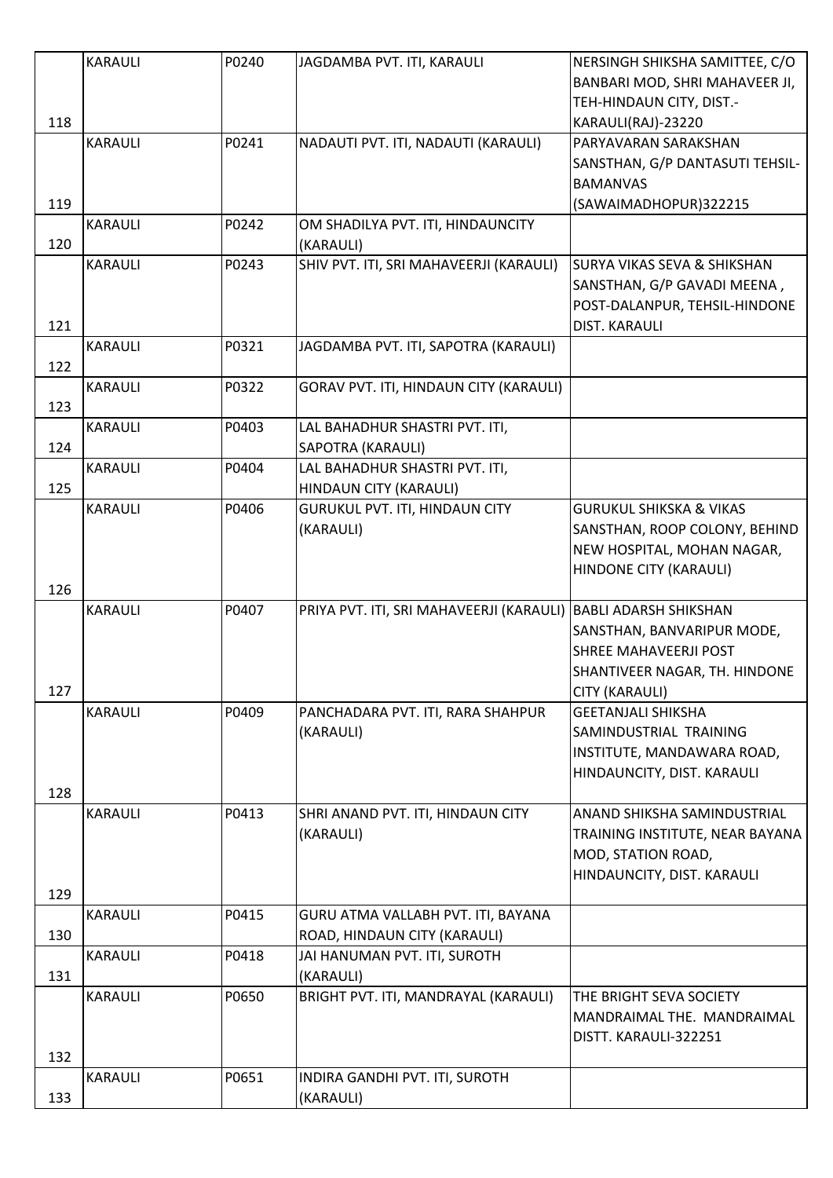| | | | | |
|---|---|---|---|---|
| 118 | KARAULI | P0240 | JAGDAMBA PVT. ITI, KARAULI | NERSINGH SHIKSHA SAMITTEE, C/O BANBARI MOD, SHRI MAHAVEER JI, TEH-HINDAUN CITY, DIST.- KARAULI(RAJ)-23220 |
| 119 | KARAULI | P0241 | NADAUTI PVT. ITI, NADAUTI (KARAULI) | PARYAVARAN SARAKSHAN SANSTHAN, G/P DANTASUTI TEHSIL-BAMANVAS (SAWAIMADHOPUR)322215 |
| 120 | KARAULI | P0242 | OM SHADILYA PVT. ITI, HINDAUNCITY (KARAULI) | |
| 121 | KARAULI | P0243 | SHIV PVT. ITI, SRI MAHAVEERJI (KARAULI) | SURYA VIKAS SEVA & SHIKSHAN SANSTHAN, G/P GAVADI MEENA , POST-DALANPUR, TEHSIL-HINDONE DIST. KARAULI |
| 122 | KARAULI | P0321 | JAGDAMBA PVT. ITI, SAPOTRA (KARAULI) | |
| 123 | KARAULI | P0322 | GORAV PVT. ITI, HINDAUN CITY (KARAULI) | |
| 124 | KARAULI | P0403 | LAL BAHADHUR SHASTRI PVT. ITI, SAPOTRA (KARAULI) | |
| 125 | KARAULI | P0404 | LAL BAHADHUR SHASTRI PVT. ITI, HINDAUN CITY (KARAULI) | |
| 126 | KARAULI | P0406 | GURUKUL PVT. ITI, HINDAUN CITY (KARAULI) | GURUKUL SHIKSKA & VIKAS SANSTHAN, ROOP COLONY, BEHIND NEW HOSPITAL, MOHAN NAGAR, HINDONE CITY (KARAULI) |
| 127 | KARAULI | P0407 | PRIYA PVT. ITI, SRI MAHAVEERJI (KARAULI) | BABLI ADARSH SHIKSHAN SANSTHAN, BANVARIPUR MODE, SHREE MAHAVEERJI POST SHANTIVEER NAGAR, TH. HINDONE CITY (KARAULI) |
| 128 | KARAULI | P0409 | PANCHADARA PVT. ITI, RARA SHAHPUR (KARAULI) | GEETANJALI SHIKSHA SAMINDUSTRIAL TRAINING INSTITUTE, MANDAWARA ROAD, HINDAUNCITY, DIST. KARAULI |
| 129 | KARAULI | P0413 | SHRI ANAND PVT. ITI, HINDAUN CITY (KARAULI) | ANAND SHIKSHA SAMINDUSTRIAL TRAINING INSTITUTE, NEAR BAYANA MOD, STATION ROAD, HINDAUNCITY, DIST. KARAULI |
| 130 | KARAULI | P0415 | GURU ATMA VALLABH PVT. ITI, BAYANA ROAD, HINDAUN CITY (KARAULI) | |
| 131 | KARAULI | P0418 | JAI HANUMAN PVT. ITI, SUROTH (KARAULI) | |
| 132 | KARAULI | P0650 | BRIGHT PVT. ITI, MANDRAYAL (KARAULI) | THE BRIGHT SEVA SOCIETY MANDRAIMAL THE. MANDRAIMAL DISTT. KARAULI-322251 |
| 133 | KARAULI | P0651 | INDIRA GANDHI PVT. ITI, SUROTH (KARAULI) | |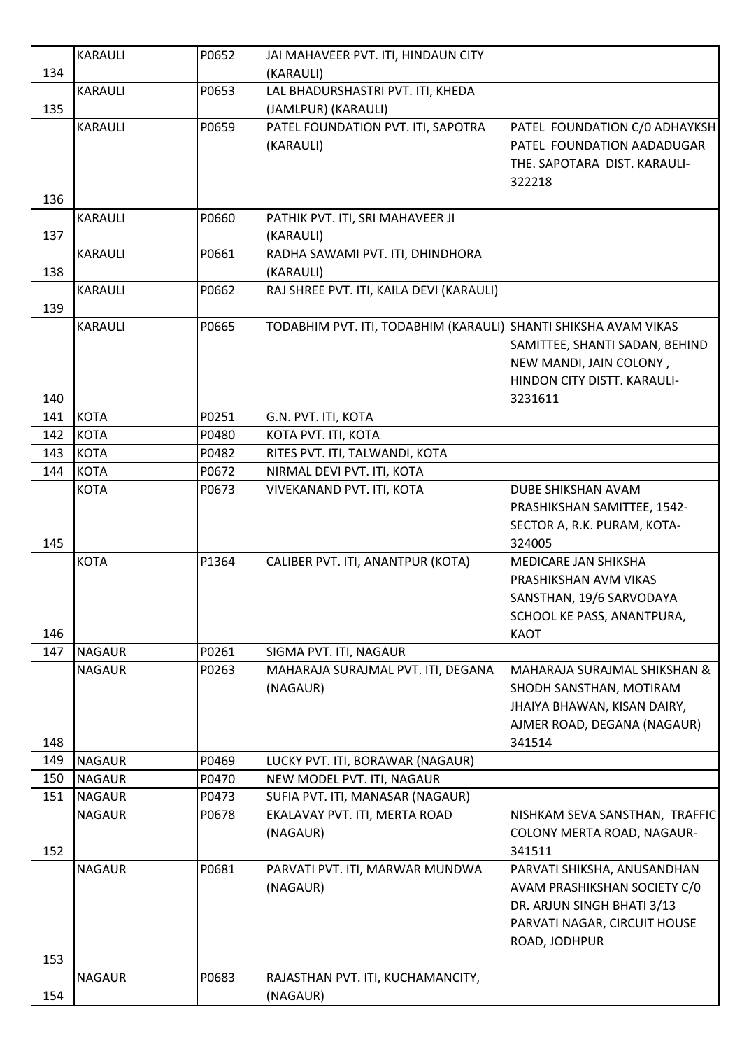| 134 | KARAULI | P0652 | JAI MAHAVEER PVT. ITI, HINDAUN CITY (KARAULI) | |
|---|---|---|---|---|
| 135 | KARAULI | P0653 | LAL BHADURSHASTRI PVT. ITI, KHEDA (JAMLPUR) (KARAULI) | |
| 136 | KARAULI | P0659 | PATEL FOUNDATION PVT. ITI, SAPOTRA (KARAULI) | PATEL FOUNDATION C/0 ADHAYKSH PATEL FOUNDATION AADADUGAR THE. SAPOTARA DIST. KARAULI-322218 |
| 137 | KARAULI | P0660 | PATHIK PVT. ITI, SRI MAHAVEER JI (KARAULI) | |
| 138 | KARAULI | P0661 | RADHA SAWAMI PVT. ITI, DHINDHORA (KARAULI) | |
| 139 | KARAULI | P0662 | RAJ SHREE PVT. ITI, KAILA DEVI (KARAULI) | |
| 140 | KARAULI | P0665 | TODABHIM PVT. ITI, TODABHIM (KARAULI) | SHANTI SHIKSHA AVAM VIKAS SAMITTEE, SHANTI SADAN, BEHIND NEW MANDI, JAIN COLONY , HINDON CITY DISTT. KARAULI-3231611 |
| 141 | KOTA | P0251 | G.N. PVT. ITI, KOTA | |
| 142 | KOTA | P0480 | KOTA PVT. ITI, KOTA | |
| 143 | KOTA | P0482 | RITES PVT. ITI, TALWANDI, KOTA | |
| 144 | KOTA | P0672 | NIRMAL DEVI PVT. ITI, KOTA | |
| 145 | KOTA | P0673 | VIVEKANAND PVT. ITI, KOTA | DUBE SHIKSHAN AVAM PRASHIKSHAN SAMITTEE, 1542-SECTOR A, R.K. PURAM, KOTA-324005 |
| 146 | KOTA | P1364 | CALIBER PVT. ITI, ANANTPUR (KOTA) | MEDICARE JAN SHIKSHA PRASHIKSHAN AVM VIKAS SANSTHAN, 19/6 SARVODAYA SCHOOL KE PASS, ANANTPURA, KAOT |
| 147 | NAGAUR | P0261 | SIGMA PVT. ITI, NAGAUR | |
| 148 | NAGAUR | P0263 | MAHARAJA SURAJMAL PVT. ITI, DEGANA (NAGAUR) | MAHARAJA SURAJMAL SHIKSHAN & SHODH SANSTHAN, MOTIRAM JHAIYA BHAWAN, KISAN DAIRY, AJMER ROAD, DEGANA (NAGAUR) 341514 |
| 149 | NAGAUR | P0469 | LUCKY PVT. ITI, BORAWAR (NAGAUR) | |
| 150 | NAGAUR | P0470 | NEW MODEL PVT. ITI, NAGAUR | |
| 151 | NAGAUR | P0473 | SUFIA PVT. ITI, MANASAR (NAGAUR) | |
| 152 | NAGAUR | P0678 | EKALAVAY PVT. ITI, MERTA ROAD (NAGAUR) | NISHKAM SEVA SANSTHAN, TRAFFIC COLONY MERTA ROAD, NAGAUR-341511 |
| 153 | NAGAUR | P0681 | PARVATI PVT. ITI, MARWAR MUNDWA (NAGAUR) | PARVATI SHIKSHA, ANUSANDHAN AVAM PRASHIKSHAN SOCIETY C/0 DR. ARJUN SINGH BHATI 3/13 PARVATI NAGAR, CIRCUIT HOUSE ROAD, JODHPUR |
| 154 | NAGAUR | P0683 | RAJASTHAN PVT. ITI, KUCHAMANCITY, (NAGAUR) | |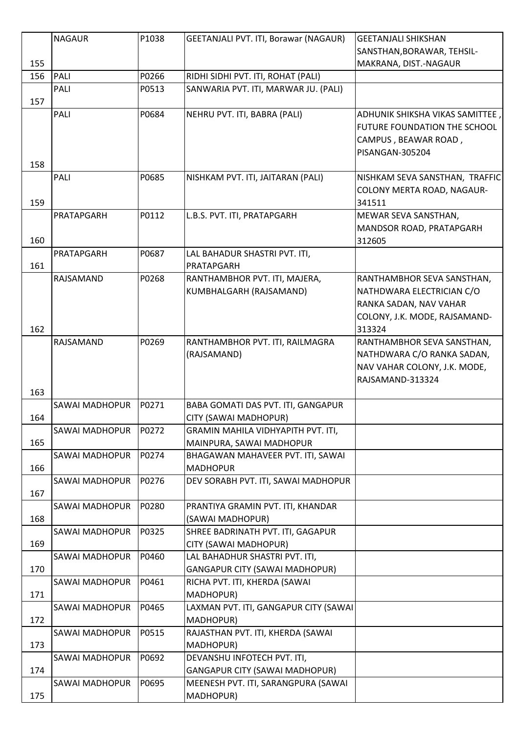| 155 | NAGAUR | P1038 | GEETANJALI PVT. ITI, Borawar (NAGAUR) | GEETANJALI SHIKSHAN SANSTHAN,BORAWAR, TEHSIL-MAKRANA, DIST.-NAGAUR |
|---|---|---|---|---|
| 156 | PALI | P0266 | RIDHI SIDHI PVT. ITI, ROHAT (PALI) | |
| 157 | PALI | P0513 | SANWARIA PVT. ITI, MARWAR JU. (PALI) | |
| 158 | PALI | P0684 | NEHRU PVT. ITI, BABRA (PALI) | ADHUNIK SHIKSHA VIKAS SAMITTEE , FUTURE FOUNDATION THE SCHOOL CAMPUS , BEAWAR ROAD , PISANGAN-305204 |
| 159 | PALI | P0685 | NISHKAM PVT. ITI, JAITARAN (PALI) | NISHKAM SEVA SANSTHAN, TRAFFIC COLONY MERTA ROAD, NAGAUR-341511 |
| 160 | PRATAPGARH | P0112 | L.B.S. PVT. ITI, PRATAPGARH | MEWAR SEVA SANSTHAN, MANDSOR ROAD, PRATAPGARH 312605 |
| 161 | PRATAPGARH | P0687 | LAL BAHADUR SHASTRI PVT. ITI, PRATAPGARH | |
| 162 | RAJSAMAND | P0268 | RANTHAMBHOR PVT. ITI, MAJERA, KUMBHALGARH (RAJSAMAND) | RANTHAMBHOR SEVA SANSTHAN, NATHDWARA ELECTRICIAN C/O RANKA SADAN, NAV VAHAR COLONY, J.K. MODE, RAJSAMAND-313324 |
| 163 | RAJSAMAND | P0269 | RANTHAMBHOR PVT. ITI, RAILMAGRA (RAJSAMAND) | RANTHAMBHOR SEVA SANSTHAN, NATHDWARA C/O RANKA SADAN, NAV VAHAR COLONY, J.K. MODE, RAJSAMAND-313324 |
| 164 | SAWAI MADHOPUR | P0271 | BABA GOMATI DAS PVT. ITI, GANGAPUR CITY (SAWAI MADHOPUR) | |
| 165 | SAWAI MADHOPUR | P0272 | GRAMIN MAHILA VIDHYAPITH PVT. ITI, MAINPURA, SAWAI MADHOPUR | |
| 166 | SAWAI MADHOPUR | P0274 | BHAGAWAN MAHAVEER PVT. ITI, SAWAI MADHOPUR | |
| 167 | SAWAI MADHOPUR | P0276 | DEV SORABH PVT. ITI, SAWAI MADHOPUR | |
| 168 | SAWAI MADHOPUR | P0280 | PRANTIYA GRAMIN PVT. ITI, KHANDAR (SAWAI MADHOPUR) | |
| 169 | SAWAI MADHOPUR | P0325 | SHREE BADRINATH PVT. ITI, GAGAPUR CITY (SAWAI MADHOPUR) | |
| 170 | SAWAI MADHOPUR | P0460 | LAL BAHADHUR SHASTRI PVT. ITI, GANGAPUR CITY (SAWAI MADHOPUR) | |
| 171 | SAWAI MADHOPUR | P0461 | RICHA PVT. ITI, KHERDA (SAWAI MADHOPUR) | |
| 172 | SAWAI MADHOPUR | P0465 | LAXMAN PVT. ITI, GANGAPUR CITY (SAWAI MADHOPUR) | |
| 173 | SAWAI MADHOPUR | P0515 | RAJASTHAN PVT. ITI, KHERDA (SAWAI MADHOPUR) | |
| 174 | SAWAI MADHOPUR | P0692 | DEVANSHU INFOTECH PVT. ITI, GANGAPUR CITY (SAWAI MADHOPUR) | |
| 175 | SAWAI MADHOPUR | P0695 | MEENESH PVT. ITI, SARANGPURA (SAWAI MADHOPUR) | |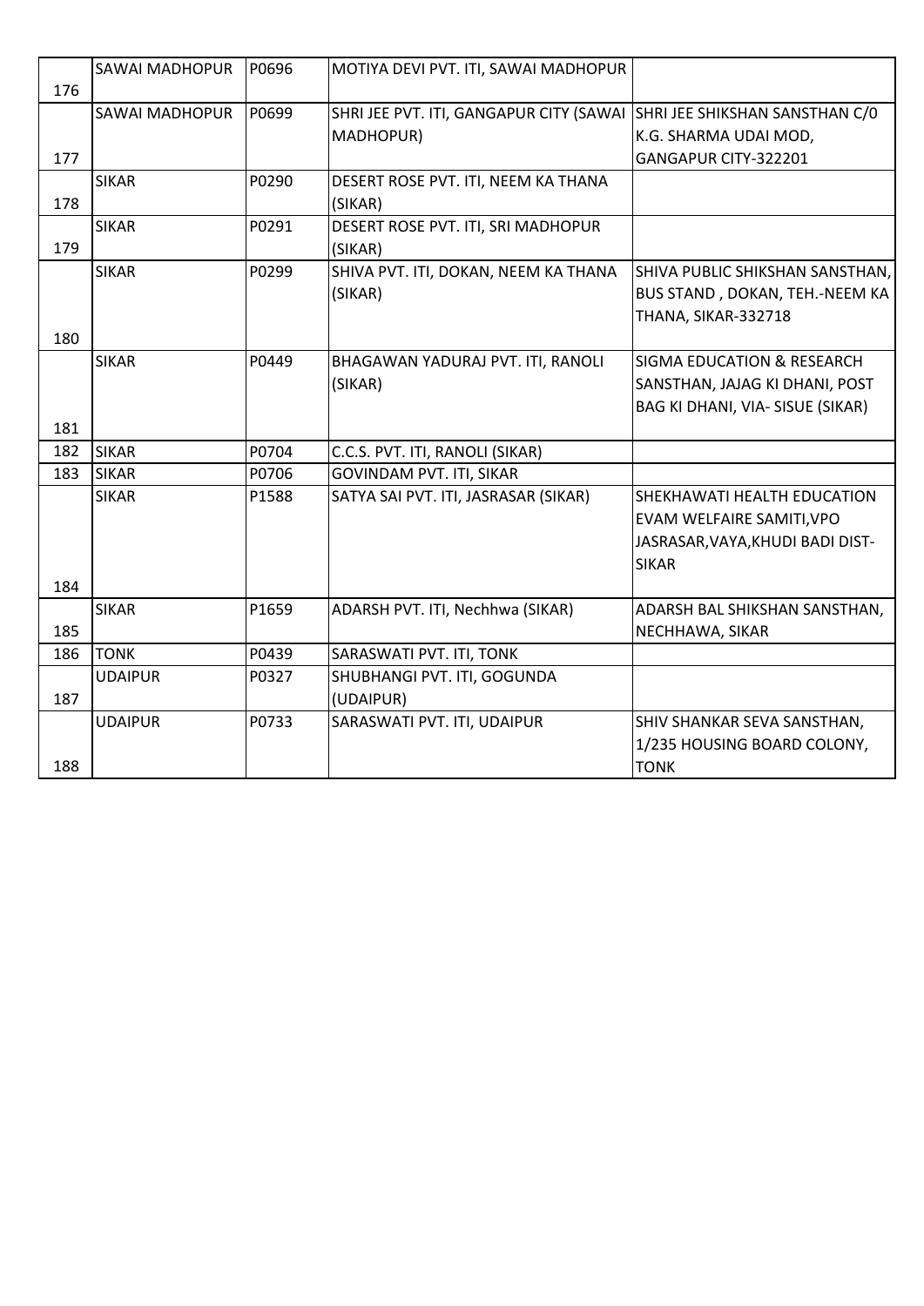| | | | | |
|---|---|---|---|---|
| 176 | SAWAI MADHOPUR | P0696 | MOTIYA DEVI PVT. ITI, SAWAI MADHOPUR | |
| 177 | SAWAI MADHOPUR | P0699 | SHRI JEE PVT. ITI, GANGAPUR CITY (SAWAI MADHOPUR) | SHRI JEE SHIKSHAN SANSTHAN C/0 K.G. SHARMA UDAI MOD, GANGAPUR CITY-322201 |
| 178 | SIKAR | P0290 | DESERT ROSE PVT. ITI, NEEM KA THANA (SIKAR) | |
| 179 | SIKAR | P0291 | DESERT ROSE PVT. ITI, SRI MADHOPUR (SIKAR) | |
| 180 | SIKAR | P0299 | SHIVA PVT. ITI, DOKAN, NEEM KA THANA (SIKAR) | SHIVA PUBLIC SHIKSHAN SANSTHAN, BUS STAND , DOKAN, TEH.-NEEM KA THANA, SIKAR-332718 |
| 181 | SIKAR | P0449 | BHAGAWAN YADURAJ PVT. ITI, RANOLI (SIKAR) | SIGMA EDUCATION & RESEARCH SANSTHAN, JAJAG KI DHANI, POST BAG KI DHANI, VIA- SISUE (SIKAR) |
| 182 | SIKAR | P0704 | C.C.S. PVT. ITI, RANOLI (SIKAR) | |
| 183 | SIKAR | P0706 | GOVINDAM PVT. ITI, SIKAR | |
| 184 | SIKAR | P1588 | SATYA SAI PVT. ITI, JASRASAR (SIKAR) | SHEKHAWATI HEALTH EDUCATION EVAM WELFAIRE SAMITI,VPO JASRASAR,VAYA,KHUDI BADI DIST-SIKAR |
| 185 | SIKAR | P1659 | ADARSH PVT. ITI, Nechhwa (SIKAR) | ADARSH BAL SHIKSHAN SANSTHAN, NECHHAWA, SIKAR |
| 186 | TONK | P0439 | SARASWATI PVT. ITI, TONK | |
| 187 | UDAIPUR | P0327 | SHUBHANGI PVT. ITI, GOGUNDA (UDAIPUR) | |
| 188 | UDAIPUR | P0733 | SARASWATI PVT. ITI, UDAIPUR | SHIV SHANKAR SEVA SANSTHAN, 1/235 HOUSING BOARD COLONY, TONK |